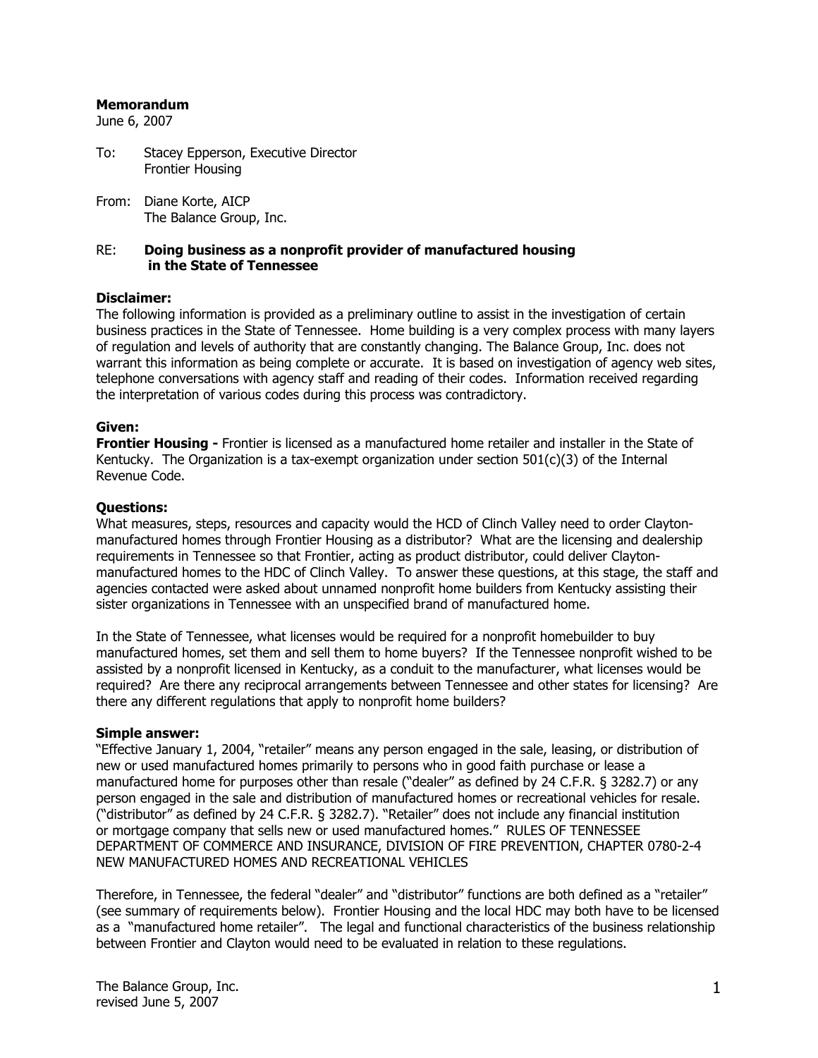**Memorandum**
June 6, 2007

To: Stacey Epperson, Executive Director
Frontier Housing

From: Diane Korte, AICP
The Balance Group, Inc.

RE: **Doing business as a nonprofit provider of manufactured housing in the State of Tennessee**

**Disclaimer:**
The following information is provided as a preliminary outline to assist in the investigation of certain business practices in the State of Tennessee. Home building is a very complex process with many layers of regulation and levels of authority that are constantly changing. The Balance Group, Inc. does not warrant this information as being complete or accurate. It is based on investigation of agency web sites, telephone conversations with agency staff and reading of their codes. Information received regarding the interpretation of various codes during this process was contradictory.

**Given:**
**Frontier Housing -** Frontier is licensed as a manufactured home retailer and installer in the State of Kentucky. The Organization is a tax-exempt organization under section 501(c)(3) of the Internal Revenue Code.

**Questions:**
What measures, steps, resources and capacity would the HCD of Clinch Valley need to order Clayton-manufactured homes through Frontier Housing as a distributor? What are the licensing and dealership requirements in Tennessee so that Frontier, acting as product distributor, could deliver Clayton-manufactured homes to the HDC of Clinch Valley. To answer these questions, at this stage, the staff and agencies contacted were asked about unnamed nonprofit home builders from Kentucky assisting their sister organizations in Tennessee with an unspecified brand of manufactured home.

In the State of Tennessee, what licenses would be required for a nonprofit homebuilder to buy manufactured homes, set them and sell them to home buyers? If the Tennessee nonprofit wished to be assisted by a nonprofit licensed in Kentucky, as a conduit to the manufacturer, what licenses would be required? Are there any reciprocal arrangements between Tennessee and other states for licensing? Are there any different regulations that apply to nonprofit home builders?

**Simple answer:**
"Effective January 1, 2004, "retailer" means any person engaged in the sale, leasing, or distribution of new or used manufactured homes primarily to persons who in good faith purchase or lease a manufactured home for purposes other than resale ("dealer" as defined by 24 C.F.R. § 3282.7) or any person engaged in the sale and distribution of manufactured homes or recreational vehicles for resale. ("distributor" as defined by 24 C.F.R. § 3282.7). "Retailer" does not include any financial institution or mortgage company that sells new or used manufactured homes." RULES OF TENNESSEE DEPARTMENT OF COMMERCE AND INSURANCE, DIVISION OF FIRE PREVENTION, CHAPTER 0780-2-4 NEW MANUFACTURED HOMES AND RECREATIONAL VEHICLES

Therefore, in Tennessee, the federal "dealer" and "distributor" functions are both defined as a "retailer" (see summary of requirements below). Frontier Housing and the local HDC may both have to be licensed as a "manufactured home retailer". The legal and functional characteristics of the business relationship between Frontier and Clayton would need to be evaluated in relation to these regulations.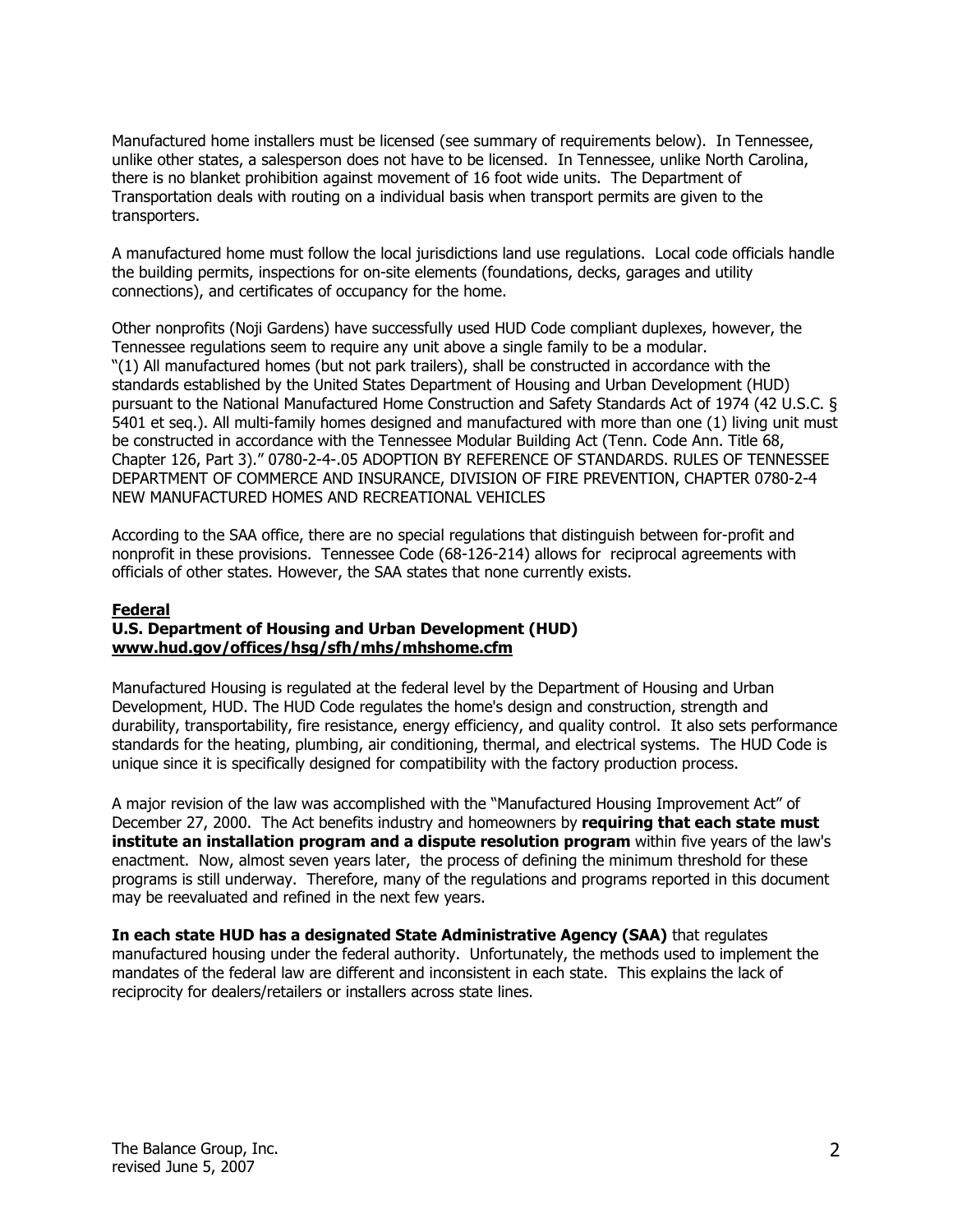Manufactured home installers must be licensed (see summary of requirements below). In Tennessee, unlike other states, a salesperson does not have to be licensed. In Tennessee, unlike North Carolina, there is no blanket prohibition against movement of 16 foot wide units. The Department of Transportation deals with routing on a individual basis when transport permits are given to the transporters.

A manufactured home must follow the local jurisdictions land use regulations. Local code officials handle the building permits, inspections for on-site elements (foundations, decks, garages and utility connections), and certificates of occupancy for the home.

Other nonprofits (Noji Gardens) have successfully used HUD Code compliant duplexes, however, the Tennessee regulations seem to require any unit above a single family to be a modular.
"(1) All manufactured homes (but not park trailers), shall be constructed in accordance with the standards established by the United States Department of Housing and Urban Development (HUD) pursuant to the National Manufactured Home Construction and Safety Standards Act of 1974 (42 U.S.C. § 5401 et seq.). All multi-family homes designed and manufactured with more than one (1) living unit must be constructed in accordance with the Tennessee Modular Building Act (Tenn. Code Ann. Title 68, Chapter 126, Part 3)." 0780-2-4-.05 ADOPTION BY REFERENCE OF STANDARDS. RULES OF TENNESSEE DEPARTMENT OF COMMERCE AND INSURANCE, DIVISION OF FIRE PREVENTION, CHAPTER 0780-2-4 NEW MANUFACTURED HOMES AND RECREATIONAL VEHICLES

According to the SAA office, there are no special regulations that distinguish between for-profit and nonprofit in these provisions. Tennessee Code (68-126-214) allows for reciprocal agreements with officials of other states. However, the SAA states that none currently exists.

## Federal

### U.S. Department of Housing and Urban Development (HUD)
### www.hud.gov/offices/hsg/sfh/mhs/mhshome.cfm

Manufactured Housing is regulated at the federal level by the Department of Housing and Urban Development, HUD. The HUD Code regulates the home's design and construction, strength and durability, transportability, fire resistance, energy efficiency, and quality control. It also sets performance standards for the heating, plumbing, air conditioning, thermal, and electrical systems. The HUD Code is unique since it is specifically designed for compatibility with the factory production process.

A major revision of the law was accomplished with the "Manufactured Housing Improvement Act" of December 27, 2000. The Act benefits industry and homeowners by **requiring that each state must institute an installation program and a dispute resolution program** within five years of the law's enactment. Now, almost seven years later, the process of defining the minimum threshold for these programs is still underway. Therefore, many of the regulations and programs reported in this document may be reevaluated and refined in the next few years.

**In each state HUD has a designated State Administrative Agency (SAA)** that regulates manufactured housing under the federal authority. Unfortunately, the methods used to implement the mandates of the federal law are different and inconsistent in each state. This explains the lack of reciprocity for dealers/retailers or installers across state lines.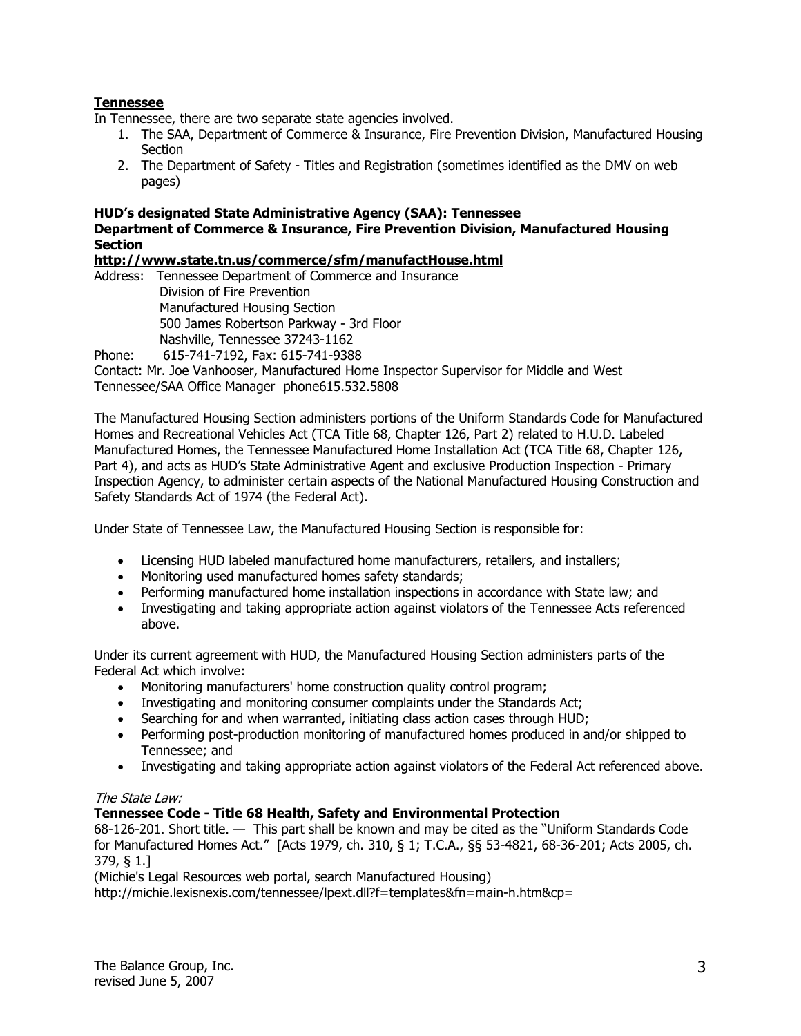**Tennessee**

In Tennessee, there are two separate state agencies involved.

1. The SAA, Department of Commerce & Insurance, Fire Prevention Division, Manufactured Housing Section
2. The Department of Safety - Titles and Registration (sometimes identified as the DMV on web pages)

**HUD's designated State Administrative Agency (SAA): Tennessee**
**Department of Commerce & Insurance, Fire Prevention Division, Manufactured Housing Section**
**http://www.state.tn.us/commerce/sfm/manufactHouse.html**

Address: Tennessee Department of Commerce and Insurance
Division of Fire Prevention
Manufactured Housing Section
500 James Robertson Parkway - 3rd Floor
Nashville, Tennessee 37243-1162

Phone: 615-741-7192, Fax: 615-741-9388

Contact: Mr. Joe Vanhooser, Manufactured Home Inspector Supervisor for Middle and West Tennessee/SAA Office Manager phone615.532.5808

The Manufactured Housing Section administers portions of the Uniform Standards Code for Manufactured Homes and Recreational Vehicles Act (TCA Title 68, Chapter 126, Part 2) related to H.U.D. Labeled Manufactured Homes, the Tennessee Manufactured Home Installation Act (TCA Title 68, Chapter 126, Part 4), and acts as HUD's State Administrative Agent and exclusive Production Inspection - Primary Inspection Agency, to administer certain aspects of the National Manufactured Housing Construction and Safety Standards Act of 1974 (the Federal Act).

Under State of Tennessee Law, the Manufactured Housing Section is responsible for:

- Licensing HUD labeled manufactured home manufacturers, retailers, and installers;
- Monitoring used manufactured homes safety standards;
- Performing manufactured home installation inspections in accordance with State law; and
- Investigating and taking appropriate action against violators of the Tennessee Acts referenced above.

Under its current agreement with HUD, the Manufactured Housing Section administers parts of the Federal Act which involve:

- Monitoring manufacturers' home construction quality control program;
- Investigating and monitoring consumer complaints under the Standards Act;
- Searching for and when warranted, initiating class action cases through HUD;
- Performing post-production monitoring of manufactured homes produced in and/or shipped to Tennessee; and
- Investigating and taking appropriate action against violators of the Federal Act referenced above.

*The State Law:*

**Tennessee Code - Title 68 Health, Safety and Environmental Protection**

68-126-201. Short title. — This part shall be known and may be cited as the "Uniform Standards Code for Manufactured Homes Act." [Acts 1979, ch. 310, § 1; T.C.A., §§ 53-4821, 68-36-201; Acts 2005, ch. 379, § 1.]

(Michie's Legal Resources web portal, search Manufactured Housing)
http://michie.lexisnexis.com/tennessee/lpext.dll?f=templates&fn=main-h.htm&cp=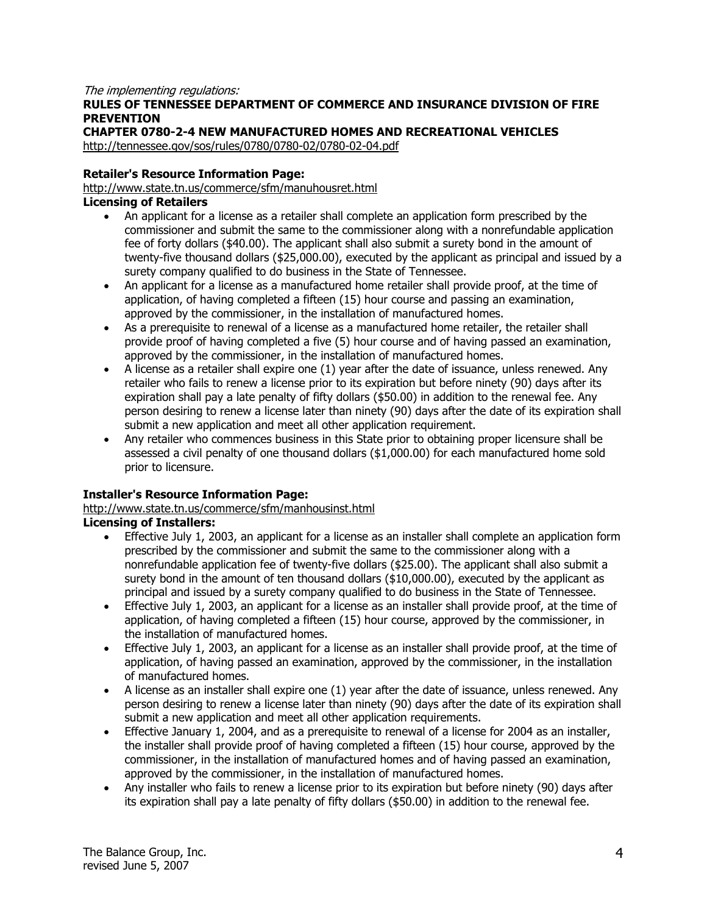*The implementing regulations:*

**RULES OF TENNESSEE DEPARTMENT OF COMMERCE AND INSURANCE DIVISION OF FIRE PREVENTION**

**CHAPTER 0780-2-4 NEW MANUFACTURED HOMES AND RECREATIONAL VEHICLES**

http://tennessee.gov/sos/rules/0780/0780-02/0780-02-04.pdf

**Retailer's Resource Information Page:**

http://www.state.tn.us/commerce/sfm/manuhousret.html

**Licensing of Retailers**

- An applicant for a license as a retailer shall complete an application form prescribed by the commissioner and submit the same to the commissioner along with a nonrefundable application fee of forty dollars ($40.00). The applicant shall also submit a surety bond in the amount of twenty-five thousand dollars ($25,000.00), executed by the applicant as principal and issued by a surety company qualified to do business in the State of Tennessee.
- An applicant for a license as a manufactured home retailer shall provide proof, at the time of application, of having completed a fifteen (15) hour course and passing an examination, approved by the commissioner, in the installation of manufactured homes.
- As a prerequisite to renewal of a license as a manufactured home retailer, the retailer shall provide proof of having completed a five (5) hour course and of having passed an examination, approved by the commissioner, in the installation of manufactured homes.
- A license as a retailer shall expire one (1) year after the date of issuance, unless renewed. Any retailer who fails to renew a license prior to its expiration but before ninety (90) days after its expiration shall pay a late penalty of fifty dollars ($50.00) in addition to the renewal fee. Any person desiring to renew a license later than ninety (90) days after the date of its expiration shall submit a new application and meet all other application requirement.
- Any retailer who commences business in this State prior to obtaining proper licensure shall be assessed a civil penalty of one thousand dollars ($1,000.00) for each manufactured home sold prior to licensure.

**Installer's Resource Information Page:**

http://www.state.tn.us/commerce/sfm/manhousinst.html

**Licensing of Installers:**

- Effective July 1, 2003, an applicant for a license as an installer shall complete an application form prescribed by the commissioner and submit the same to the commissioner along with a nonrefundable application fee of twenty-five dollars ($25.00). The applicant shall also submit a surety bond in the amount of ten thousand dollars ($10,000.00), executed by the applicant as principal and issued by a surety company qualified to do business in the State of Tennessee.
- Effective July 1, 2003, an applicant for a license as an installer shall provide proof, at the time of application, of having completed a fifteen (15) hour course, approved by the commissioner, in the installation of manufactured homes.
- Effective July 1, 2003, an applicant for a license as an installer shall provide proof, at the time of application, of having passed an examination, approved by the commissioner, in the installation of manufactured homes.
- A license as an installer shall expire one (1) year after the date of issuance, unless renewed. Any person desiring to renew a license later than ninety (90) days after the date of its expiration shall submit a new application and meet all other application requirements.
- Effective January 1, 2004, and as a prerequisite to renewal of a license for 2004 as an installer, the installer shall provide proof of having completed a fifteen (15) hour course, approved by the commissioner, in the installation of manufactured homes and of having passed an examination, approved by the commissioner, in the installation of manufactured homes.
- Any installer who fails to renew a license prior to its expiration but before ninety (90) days after its expiration shall pay a late penalty of fifty dollars ($50.00) in addition to the renewal fee.

The Balance Group, Inc.
revised June 5, 2007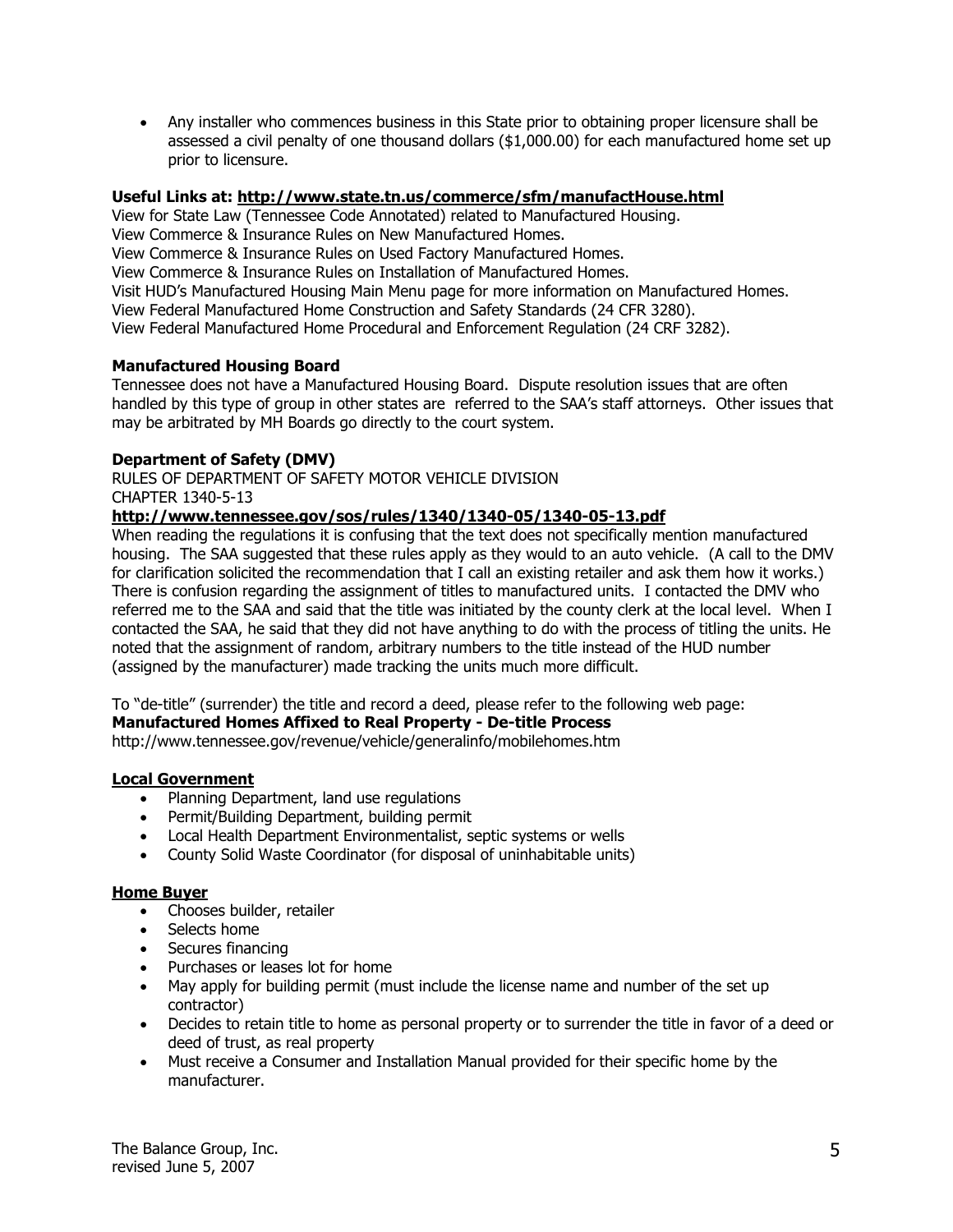- Any installer who commences business in this State prior to obtaining proper licensure shall be assessed a civil penalty of one thousand dollars ($1,000.00) for each manufactured home set up prior to licensure.

**Useful Links at: http://www.state.tn.us/commerce/sfm/manufactHouse.html**

View for State Law (Tennessee Code Annotated) related to Manufactured Housing.
View Commerce & Insurance Rules on New Manufactured Homes.
View Commerce & Insurance Rules on Used Factory Manufactured Homes.
View Commerce & Insurance Rules on Installation of Manufactured Homes.
Visit HUD's Manufactured Housing Main Menu page for more information on Manufactured Homes.
View Federal Manufactured Home Construction and Safety Standards (24 CFR 3280).
View Federal Manufactured Home Procedural and Enforcement Regulation (24 CRF 3282).

**Manufactured Housing Board**

Tennessee does not have a Manufactured Housing Board. Dispute resolution issues that are often handled by this type of group in other states are referred to the SAA's staff attorneys. Other issues that may be arbitrated by MH Boards go directly to the court system.

**Department of Safety (DMV)**

RULES OF DEPARTMENT OF SAFETY MOTOR VEHICLE DIVISION
CHAPTER 1340-5-13

**http://www.tennessee.gov/sos/rules/1340/1340-05/1340-05-13.pdf**

When reading the regulations it is confusing that the text does not specifically mention manufactured housing. The SAA suggested that these rules apply as they would to an auto vehicle. (A call to the DMV for clarification solicited the recommendation that I call an existing retailer and ask them how it works.) There is confusion regarding the assignment of titles to manufactured units. I contacted the DMV who referred me to the SAA and said that the title was initiated by the county clerk at the local level. When I contacted the SAA, he said that they did not have anything to do with the process of titling the units. He noted that the assignment of random, arbitrary numbers to the title instead of the HUD number (assigned by the manufacturer) made tracking the units much more difficult.

To "de-title" (surrender) the title and record a deed, please refer to the following web page:
**Manufactured Homes Affixed to Real Property - De-title Process**
http://www.tennessee.gov/revenue/vehicle/generalinfo/mobilehomes.htm

**Local Government**

- Planning Department, land use regulations
- Permit/Building Department, building permit
- Local Health Department Environmentalist, septic systems or wells
- County Solid Waste Coordinator (for disposal of uninhabitable units)

**Home Buyer**

- Chooses builder, retailer
- Selects home
- Secures financing
- Purchases or leases lot for home
- May apply for building permit (must include the license name and number of the set up contractor)
- Decides to retain title to home as personal property or to surrender the title in favor of a deed or deed of trust, as real property
- Must receive a Consumer and Installation Manual provided for their specific home by the manufacturer.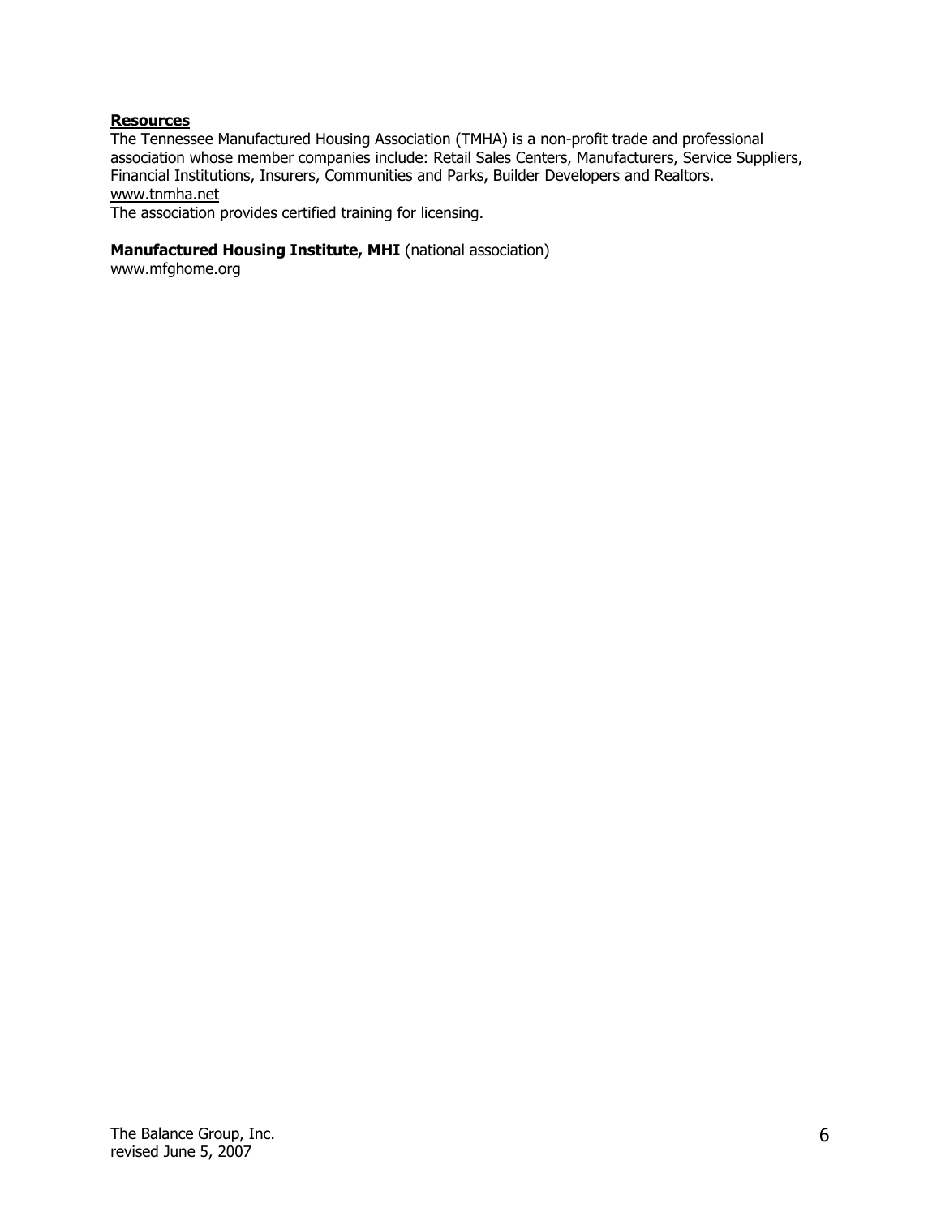## Resources

The Tennessee Manufactured Housing Association (TMHA) is a non-profit trade and professional association whose member companies include: Retail Sales Centers, Manufacturers, Service Suppliers, Financial Institutions, Insurers, Communities and Parks, Builder Developers and Realtors.
www.tnmha.net
The association provides certified training for licensing.

**Manufactured Housing Institute, MHI** (national association)
www.mfghome.org